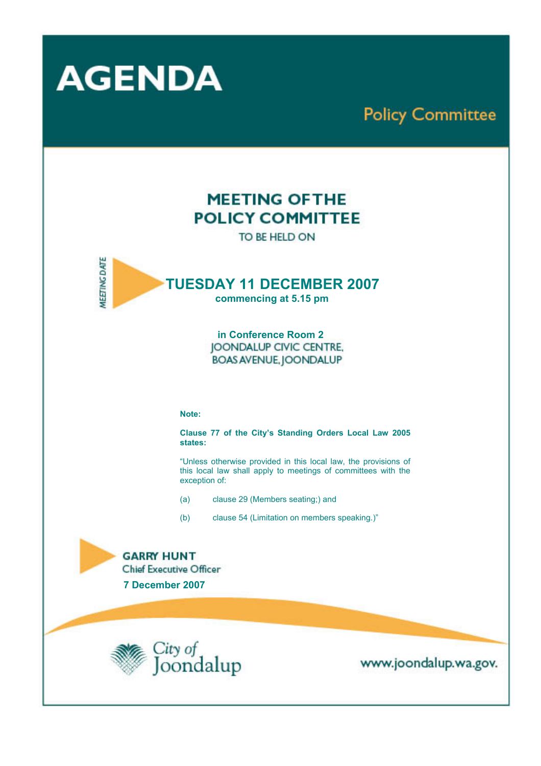# AGENDA

## Policy Committee

## MEETING OF THE POLICY COMMITTEE

TO BE HELD ON

MEETING DATE

**TUESDAY 11 DECEMBER 2007**

**commencing at 5.15 pm**

**in Conference Room 2**

JOONDALUP CIVIC CENTRE,
BOAS AVENUE, JOONDALUP

**Note:**

**Clause 77 of the City's Standing Orders Local Law 2005 states:**

"Unless otherwise provided in this local law, the provisions of this local law shall apply to meetings of committees with the exception of:

(a) clause 29 (Members seating;) and

(b) clause 54 (Limitation on members speaking.)"

**GARRY HUNT**
Chief Executive Officer

**7 December 2007**

City of Joondalup

www.joondalup.wa.gov.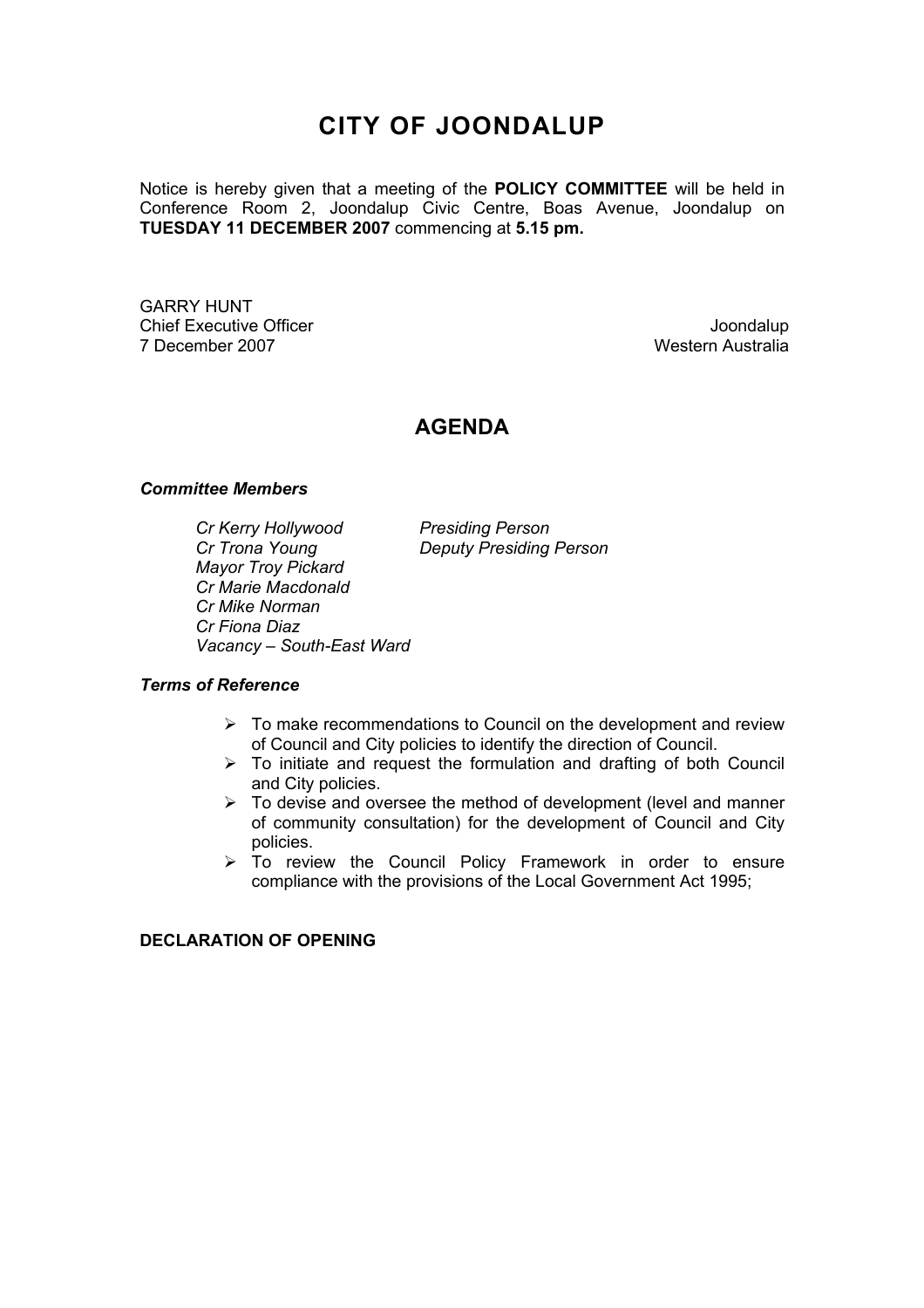# CITY OF JOONDALUP

Notice is hereby given that a meeting of the **POLICY COMMITTEE** will be held in Conference Room 2, Joondalup Civic Centre, Boas Avenue, Joondalup on **TUESDAY 11 DECEMBER 2007** commencing at **5.15 pm.**

GARRY HUNT
Chief Executive Officer
7 December 2007

Joondalup
Western Australia

## AGENDA

***Committee Members***

| | |
|---|---|
| *Cr Kerry Hollywood* | *Presiding Person* |
| *Cr Trona Young* | *Deputy Presiding Person* |
| *Mayor Troy Pickard* | |
| *Cr Marie Macdonald* | |
| *Cr Mike Norman* | |
| *Cr Fiona Diaz* | |
| *Vacancy – South-East Ward* | |

***Terms of Reference***

- To make recommendations to Council on the development and review of Council and City policies to identify the direction of Council.
- To initiate and request the formulation and drafting of both Council and City policies.
- To devise and oversee the method of development (level and manner of community consultation) for the development of Council and City policies.
- To review the Council Policy Framework in order to ensure compliance with the provisions of the Local Government Act 1995;

**DECLARATION OF OPENING**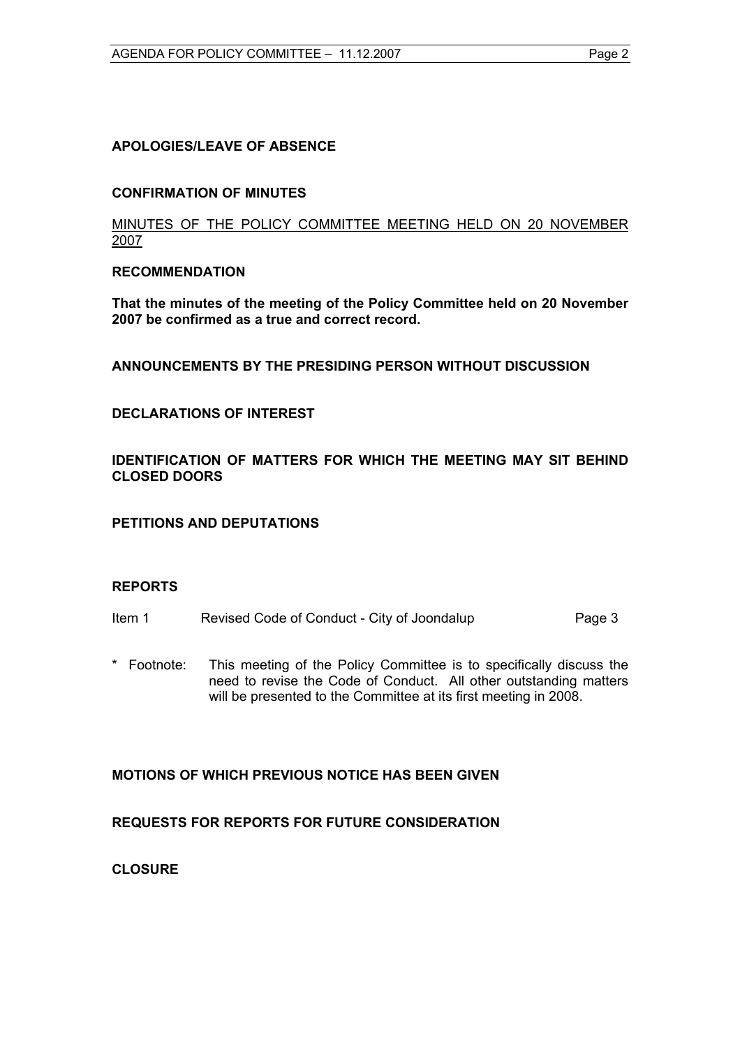**APOLOGIES/LEAVE OF ABSENCE**

**CONFIRMATION OF MINUTES**

MINUTES OF THE POLICY COMMITTEE MEETING HELD ON 20 NOVEMBER 2007

**RECOMMENDATION**

**That the minutes of the meeting of the Policy Committee held on 20 November 2007 be confirmed as a true and correct record.**

**ANNOUNCEMENTS BY THE PRESIDING PERSON WITHOUT DISCUSSION**

**DECLARATIONS OF INTEREST**

**IDENTIFICATION OF MATTERS FOR WHICH THE MEETING MAY SIT BEHIND CLOSED DOORS**

**PETITIONS AND DEPUTATIONS**

**REPORTS**

| | | |
|---|---|---|
| Item 1 | Revised Code of Conduct - City of Joondalup | Page 3 |

\* Footnote: This meeting of the Policy Committee is to specifically discuss the need to revise the Code of Conduct. All other outstanding matters will be presented to the Committee at its first meeting in 2008.

**MOTIONS OF WHICH PREVIOUS NOTICE HAS BEEN GIVEN**

**REQUESTS FOR REPORTS FOR FUTURE CONSIDERATION**

**CLOSURE**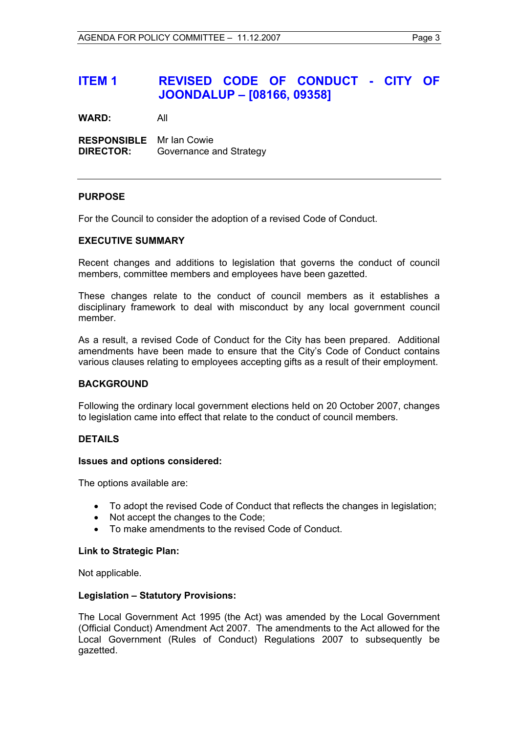# ITEM 1 REVISED CODE OF CONDUCT - CITY OF JOONDALUP – [08166, 09358]

**WARD:** All

**RESPONSIBLE DIRECTOR:** Mr Ian Cowie
Governance and Strategy

---

### PURPOSE

For the Council to consider the adoption of a revised Code of Conduct.

### EXECUTIVE SUMMARY

Recent changes and additions to legislation that governs the conduct of council members, committee members and employees have been gazetted.

These changes relate to the conduct of council members as it establishes a disciplinary framework to deal with misconduct by any local government council member.

As a result, a revised Code of Conduct for the City has been prepared. Additional amendments have been made to ensure that the City's Code of Conduct contains various clauses relating to employees accepting gifts as a result of their employment.

### BACKGROUND

Following the ordinary local government elections held on 20 October 2007, changes to legislation came into effect that relate to the conduct of council members.

### DETAILS

**Issues and options considered:**

The options available are:

- To adopt the revised Code of Conduct that reflects the changes in legislation;
- Not accept the changes to the Code;
- To make amendments to the revised Code of Conduct.

**Link to Strategic Plan:**

Not applicable.

**Legislation – Statutory Provisions:**

The Local Government Act 1995 (the Act) was amended by the Local Government (Official Conduct) Amendment Act 2007. The amendments to the Act allowed for the Local Government (Rules of Conduct) Regulations 2007 to subsequently be gazetted.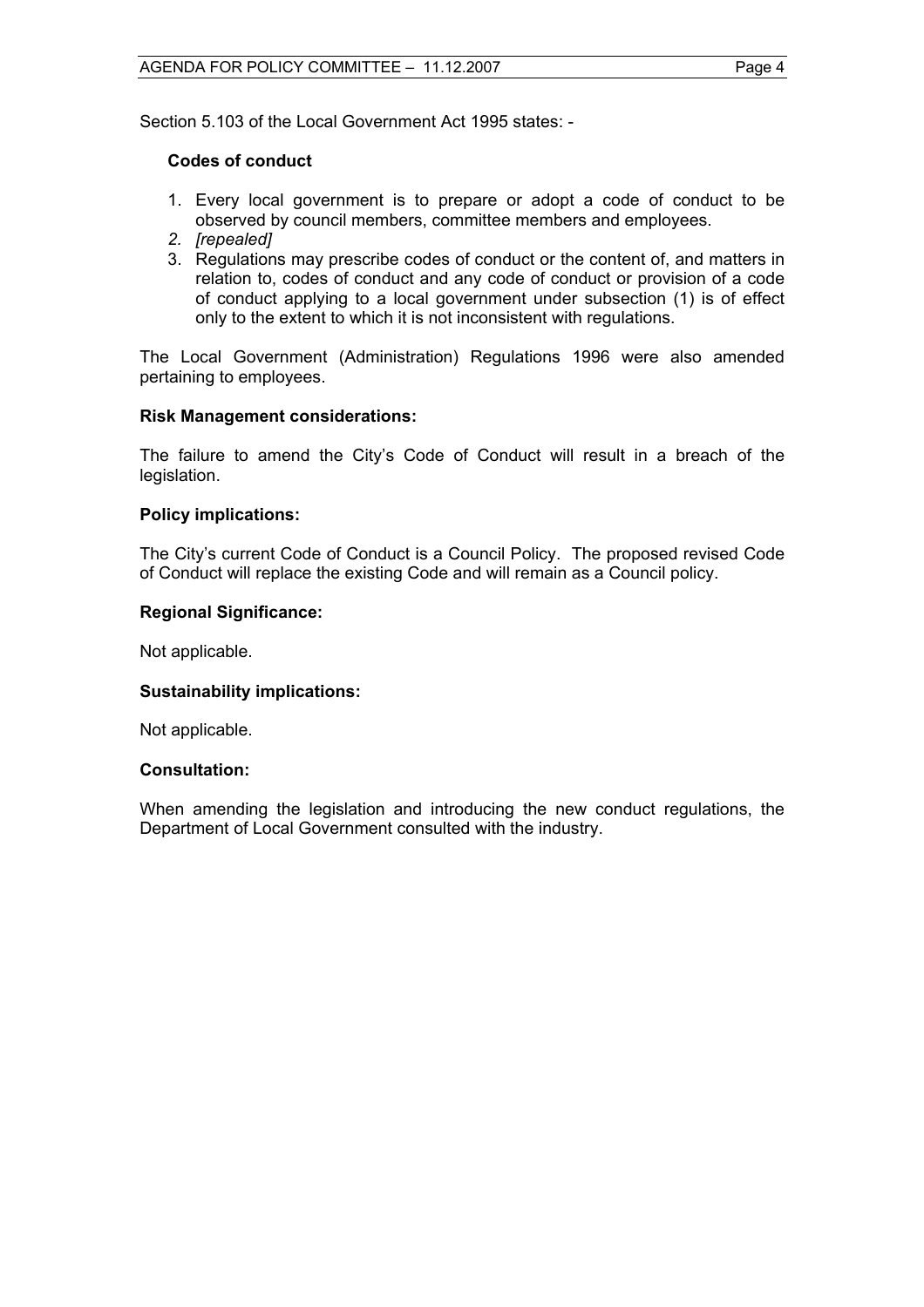Section 5.103 of the Local Government Act 1995 states: -

**Codes of conduct**

1. Every local government is to prepare or adopt a code of conduct to be observed by council members, committee members and employees.
2. *[repealed]*
3. Regulations may prescribe codes of conduct or the content of, and matters in relation to, codes of conduct and any code of conduct or provision of a code of conduct applying to a local government under subsection (1) is of effect only to the extent to which it is not inconsistent with regulations.

The Local Government (Administration) Regulations 1996 were also amended pertaining to employees.

**Risk Management considerations:**

The failure to amend the City's Code of Conduct will result in a breach of the legislation.

**Policy implications:**

The City's current Code of Conduct is a Council Policy. The proposed revised Code of Conduct will replace the existing Code and will remain as a Council policy.

**Regional Significance:**

Not applicable.

**Sustainability implications:**

Not applicable.

**Consultation:**

When amending the legislation and introducing the new conduct regulations, the Department of Local Government consulted with the industry.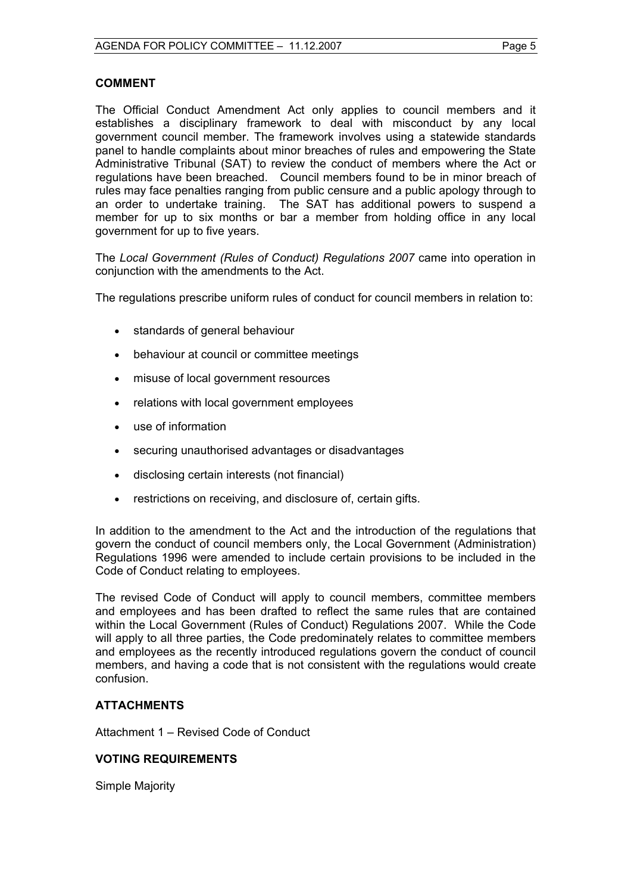## COMMENT

The Official Conduct Amendment Act only applies to council members and it establishes a disciplinary framework to deal with misconduct by any local government council member. The framework involves using a statewide standards panel to handle complaints about minor breaches of rules and empowering the State Administrative Tribunal (SAT) to review the conduct of members where the Act or regulations have been breached. Council members found to be in minor breach of rules may face penalties ranging from public censure and a public apology through to an order to undertake training. The SAT has additional powers to suspend a member for up to six months or bar a member from holding office in any local government for up to five years.

The *Local Government (Rules of Conduct) Regulations 2007* came into operation in conjunction with the amendments to the Act.

The regulations prescribe uniform rules of conduct for council members in relation to:

- standards of general behaviour
- behaviour at council or committee meetings
- misuse of local government resources
- relations with local government employees
- use of information
- securing unauthorised advantages or disadvantages
- disclosing certain interests (not financial)
- restrictions on receiving, and disclosure of, certain gifts.

In addition to the amendment to the Act and the introduction of the regulations that govern the conduct of council members only, the Local Government (Administration) Regulations 1996 were amended to include certain provisions to be included in the Code of Conduct relating to employees.

The revised Code of Conduct will apply to council members, committee members and employees and has been drafted to reflect the same rules that are contained within the Local Government (Rules of Conduct) Regulations 2007. While the Code will apply to all three parties, the Code predominately relates to committee members and employees as the recently introduced regulations govern the conduct of council members, and having a code that is not consistent with the regulations would create confusion.

## ATTACHMENTS

Attachment 1 – Revised Code of Conduct

## VOTING REQUIREMENTS

Simple Majority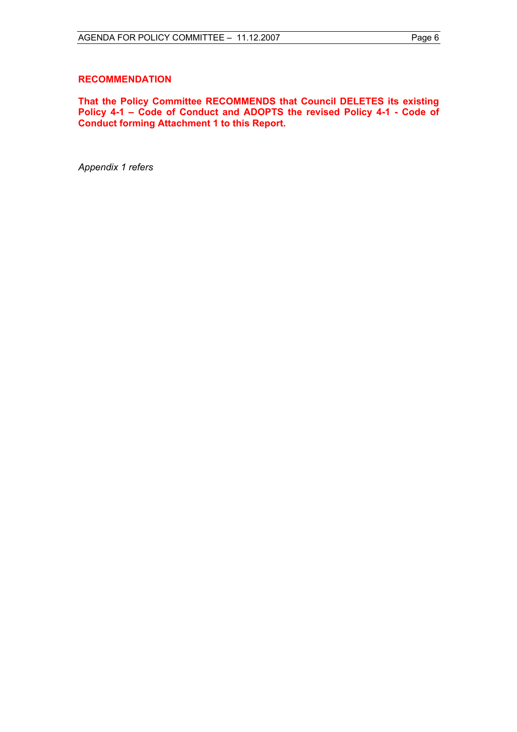**RECOMMENDATION**

**That the Policy Committee RECOMMENDS that Council DELETES its existing Policy 4-1 – Code of Conduct and ADOPTS the revised Policy 4-1 - Code of Conduct forming Attachment 1 to this Report.**

*Appendix 1 refers*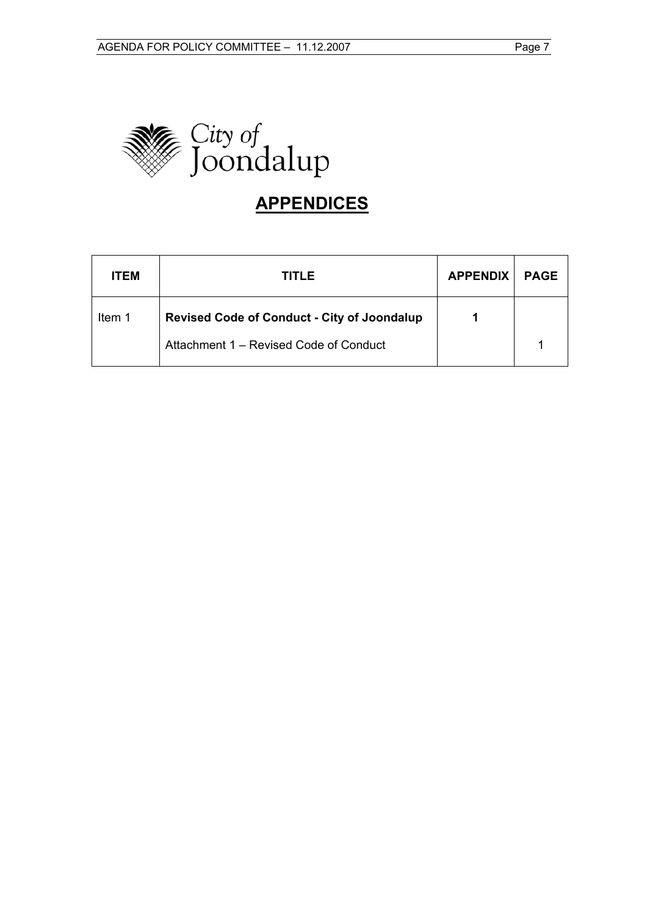City of Joondalup

# APPENDICES

| ITEM | TITLE | APPENDIX | PAGE |
|---|---|---|---|
| Item 1 | **Revised Code of Conduct - City of Joondalup** | **1** | |
| | Attachment 1 – Revised Code of Conduct | | 1 |